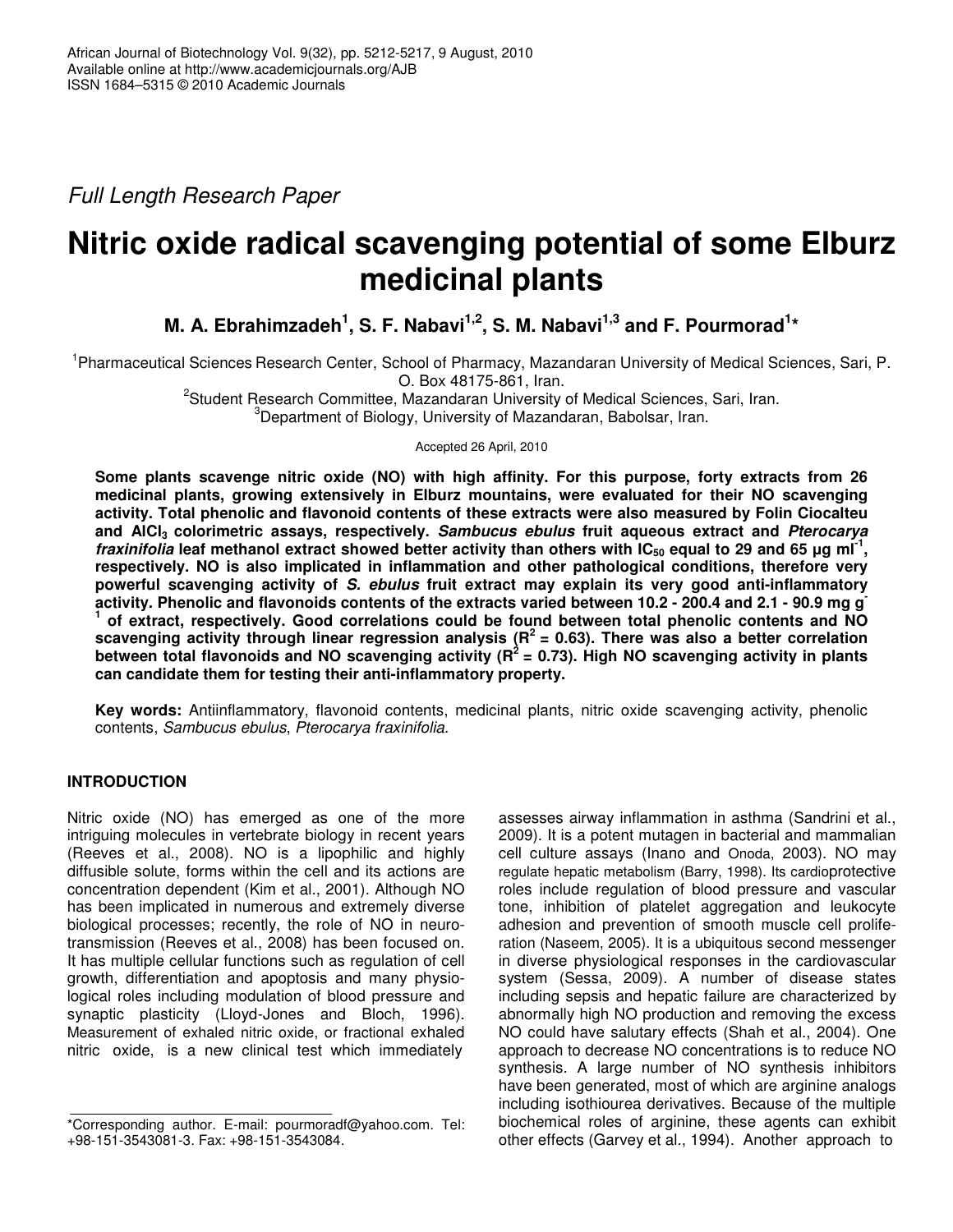*Full Length Research Paper*

# Nitric oxide radical scavenging potential of some Elburz medicinal plants

**M. A. Ebrahimzadeh[1], S. F. Nabavi[1,2], S. M. Nabavi[1,3] and F. Pourmorad[1]***

[1]Pharmaceutical Sciences Research Center, School of Pharmacy, Mazandaran University of Medical Sciences, Sari, P. O. Box 48175-861, Iran.
[2]Student Research Committee, Mazandaran University of Medical Sciences, Sari, Iran.
[3]Department of Biology, University of Mazandaran, Babolsar, Iran.

Accepted 26 April, 2010

**Some plants scavenge nitric oxide (NO) with high affinity. For this purpose, forty extracts from 26 medicinal plants, growing extensively in Elburz mountains, were evaluated for their NO scavenging activity. Total phenolic and flavonoid contents of these extracts were also measured by Folin Ciocalteu and $AlCl_3$ colorimetric assays, respectively. *Sambucus ebulus* fruit aqueous extract and *Pterocarya fraxinifolia* leaf methanol extract showed better activity than others with $IC_{50}$ equal to 29 and 65 µg $ml^{-1}$, respectively. NO is also implicated in inflammation and other pathological conditions, therefore very powerful scavenging activity of *S. ebulus* fruit extract may explain its very good anti-inflammatory activity. Phenolic and flavonoids contents of the extracts varied between 10.2 - 200.4 and 2.1 - 90.9 mg $g^{-1}$ of extract, respectively. Good correlations could be found between total phenolic contents and NO scavenging activity through linear regression analysis ($R^2$ = 0.63). There was also a better correlation between total flavonoids and NO scavenging activity ($R^2$ = 0.73). High NO scavenging activity in plants can candidate them for testing their anti-inflammatory property.**

**Key words:** Antiinflammatory, flavonoid contents, medicinal plants, nitric oxide scavenging activity, phenolic contents, *Sambucus ebulus*, *Pterocarya fraxinifolia.*

## INTRODUCTION

Nitric oxide (NO) has emerged as one of the more intriguing molecules in vertebrate biology in recent years (Reeves et al., 2008). NO is a lipophilic and highly diffusible solute, forms within the cell and its actions are concentration dependent (Kim et al., 2001). Although NO has been implicated in numerous and extremely diverse biological processes; recently, the role of NO in neurotransmission (Reeves et al., 2008) has been focused on. It has multiple cellular functions such as regulation of cell growth, differentiation and apoptosis and many physiological roles including modulation of blood pressure and synaptic plasticity (Lloyd-Jones and Bloch, 1996). Measurement of exhaled nitric oxide, or fractional exhaled nitric oxide, is a new clinical test which immediately assesses airway inflammation in asthma (Sandrini et al., 2009). It is a potent mutagen in bacterial and mammalian cell culture assays (Inano and Onoda, 2003). NO may regulate hepatic metabolism (Barry, 1998). Its cardioprotective roles include regulation of blood pressure and vascular tone, inhibition of platelet aggregation and leukocyte adhesion and prevention of smooth muscle cell proliferation (Naseem, 2005). It is a ubiquitous second messenger in diverse physiological responses in the cardiovascular system (Sessa, 2009). A number of disease states including sepsis and hepatic failure are characterized by abnormally high NO production and removing the excess NO could have salutary effects (Shah et al., 2004). One approach to decrease NO concentrations is to reduce NO synthesis. A large number of NO synthesis inhibitors have been generated, most of which are arginine analogs including isothiourea derivatives. Because of the multiple biochemical roles of arginine, these agents can exhibit other effects (Garvey et al., 1994). Another approach to

*Corresponding author. E-mail: pourmoradf@yahoo.com. Tel: +98-151-3543081-3. Fax: +98-151-3543084.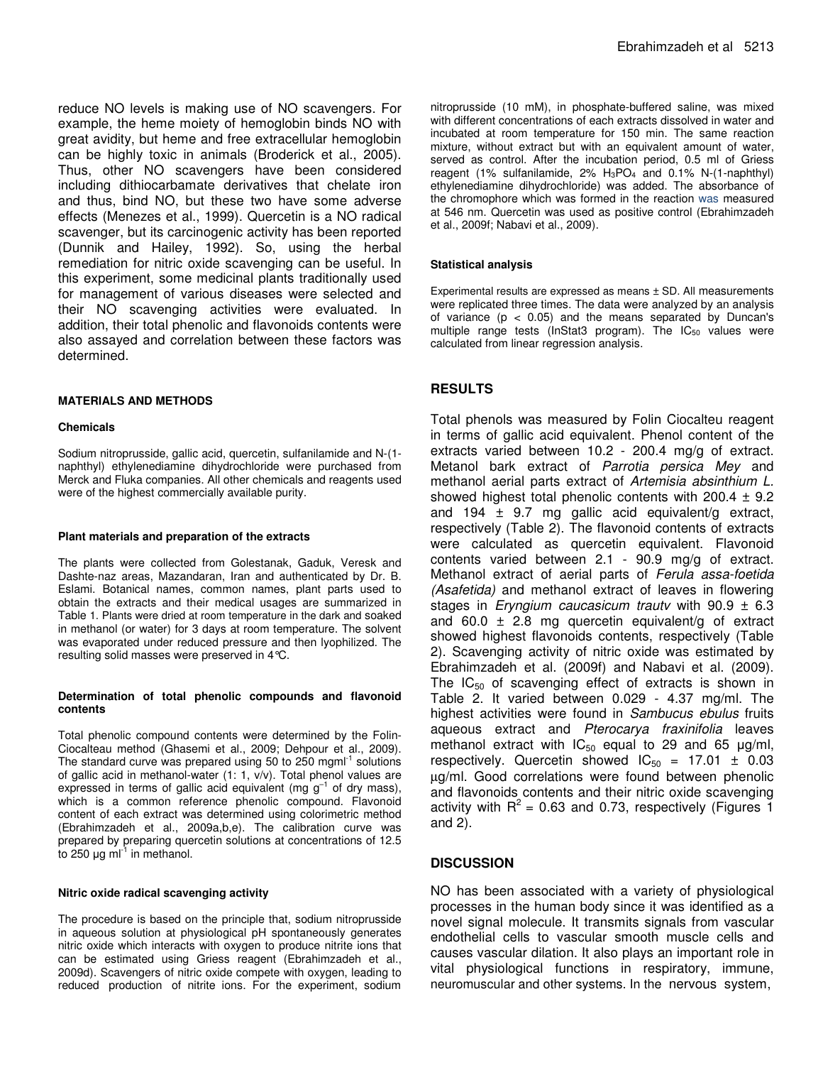reduce NO levels is making use of NO scavengers. For example, the heme moiety of hemoglobin binds NO with great avidity, but heme and free extracellular hemoglobin can be highly toxic in animals (Broderick et al., 2005). Thus, other NO scavengers have been considered including dithiocarbamate derivatives that chelate iron and thus, bind NO, but these two have some adverse effects (Menezes et al., 1999). Quercetin is a NO radical scavenger, but its carcinogenic activity has been reported (Dunnik and Hailey, 1992). So, using the herbal remediation for nitric oxide scavenging can be useful. In this experiment, some medicinal plants traditionally used for management of various diseases were selected and their NO scavenging activities were evaluated. In addition, their total phenolic and flavonoids contents were also assayed and correlation between these factors was determined.

## MATERIALS AND METHODS

### Chemicals

Sodium nitroprusside, gallic acid, quercetin, sulfanilamide and N-(1-naphthyl) ethylenediamine dihydrochloride were purchased from Merck and Fluka companies. All other chemicals and reagents used were of the highest commercially available purity.

### Plant materials and preparation of the extracts

The plants were collected from Golestanak, Gaduk, Veresk and Dashte-naz areas, Mazandaran, Iran and authenticated by Dr. B. Eslami. Botanical names, common names, plant parts used to obtain the extracts and their medical usages are summarized in Table 1. Plants were dried at room temperature in the dark and soaked in methanol (or water) for 3 days at room temperature. The solvent was evaporated under reduced pressure and then lyophilized. The resulting solid masses were preserved in 4°C.

### Determination of total phenolic compounds and flavonoid contents

Total phenolic compound contents were determined by the Folin-Ciocalteau method (Ghasemi et al., 2009; Dehpour et al., 2009). The standard curve was prepared using 50 to 250 mgml$^{-1}$ solutions of gallic acid in methanol-water (1: 1, v/v). Total phenol values are expressed in terms of gallic acid equivalent (mg g$^{-1}$ of dry mass), which is a common reference phenolic compound. Flavonoid content of each extract was determined using colorimetric method (Ebrahimzadeh et al., 2009a,b,e). The calibration curve was prepared by preparing quercetin solutions at concentrations of 12.5 to 250 µg ml$^{-1}$ in methanol.

### Nitric oxide radical scavenging activity

The procedure is based on the principle that, sodium nitroprusside in aqueous solution at physiological pH spontaneously generates nitric oxide which interacts with oxygen to produce nitrite ions that can be estimated using Griess reagent (Ebrahimzadeh et al., 2009d). Scavengers of nitric oxide compete with oxygen, leading to reduced production of nitrite ions. For the experiment, sodium nitroprusside (10 mM), in phosphate-buffered saline, was mixed with different concentrations of each extracts dissolved in water and incubated at room temperature for 150 min. The same reaction mixture, without extract but with an equivalent amount of water, served as control. After the incubation period, 0.5 ml of Griess reagent (1% sulfanilamide, 2% $H_3PO_4$ and 0.1% N-(1-naphthyl) ethylenediamine dihydrochloride) was added. The absorbance of the chromophore which was formed in the reaction was measured at 546 nm. Quercetin was used as positive control (Ebrahimzadeh et al., 2009f; Nabavi et al., 2009).

### Statistical analysis

Experimental results are expressed as means ± SD. All measurements were replicated three times. The data were analyzed by an analysis of variance ($p < 0.05$) and the means separated by Duncan's multiple range tests (InStat3 program). The $IC_{50}$ values were calculated from linear regression analysis.

## RESULTS

Total phenols was measured by Folin Ciocalteu reagent in terms of gallic acid equivalent. Phenol content of the extracts varied between 10.2 - 200.4 mg/g of extract. Metanol bark extract of *Parrotia persica Mey* and methanol aerial parts extract of *Artemisia absinthium L.* showed highest total phenolic contents with 200.4 ± 9.2 and 194 ± 9.7 mg gallic acid equivalent/g extract, respectively (Table 2). The flavonoid contents of extracts were calculated as quercetin equivalent. Flavonoid contents varied between 2.1 - 90.9 mg/g of extract. Methanol extract of aerial parts of *Ferula assa-foetida (Asafetida)* and methanol extract of leaves in flowering stages in *Eryngium caucasicum trautv* with 90.9 ± 6.3 and 60.0 ± 2.8 mg quercetin equivalent/g of extract showed highest flavonoids contents, respectively (Table 2). Scavenging activity of nitric oxide was estimated by Ebrahimzadeh et al. (2009f) and Nabavi et al. (2009). The $IC_{50}$ of scavenging effect of extracts is shown in Table 2. It varied between 0.029 - 4.37 mg/ml. The highest activities were found in *Sambucus ebulus* fruits aqueous extract and *Pterocarya fraxinifolia* leaves methanol extract with $IC_{50}$ equal to 29 and 65 µg/ml, respectively. Quercetin showed $IC_{50}$ = 17.01 ± 0.03 µg/ml. Good correlations were found between phenolic and flavonoids contents and their nitric oxide scavenging activity with $R^2$ = 0.63 and 0.73, respectively (Figures 1 and 2).

## DISCUSSION

NO has been associated with a variety of physiological processes in the human body since it was identified as a novel signal molecule. It transmits signals from vascular endothelial cells to vascular smooth muscle cells and causes vascular dilation. It also plays an important role in vital physiological functions in respiratory, immune, neuromuscular and other systems. In the nervous system,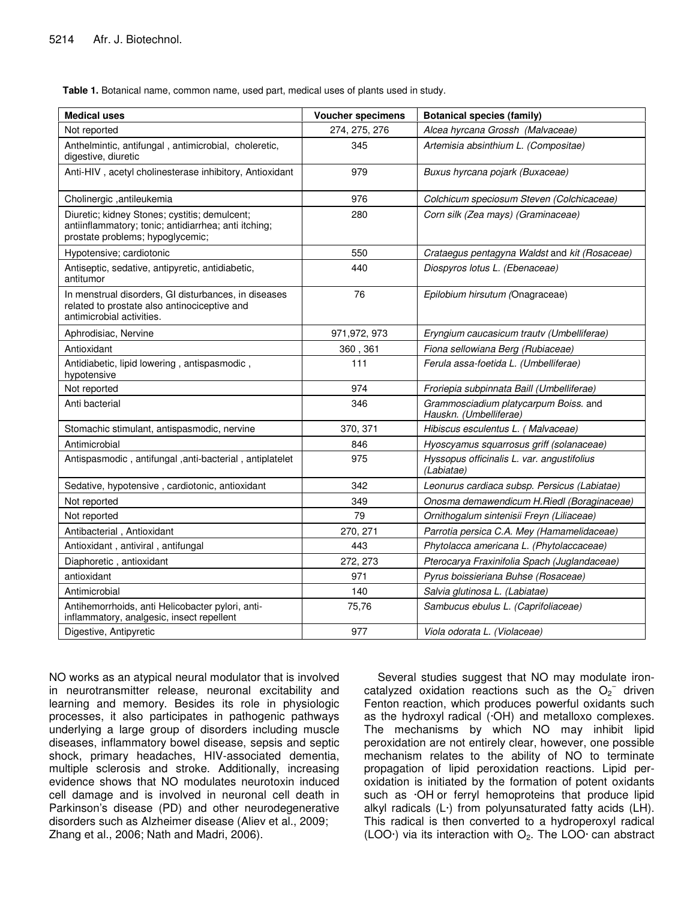**Table 1.** Botanical name, common name, used part, medical uses of plants used in study.

| Medical uses | Voucher specimens | Botanical species (family) |
|---|---|---|
| Not reported | 274, 275, 276 | *Alcea hyrcana Grossh (Malvaceae)* |
| Anthelmintic, antifungal , antimicrobial, choleretic, digestive, diuretic | 345 | *Artemisia absinthium L. (Compositae)* |
| Anti-HIV , acetyl cholinesterase inhibitory, Antioxidant | 979 | *Buxus hyrcana pojark (Buxaceae)* |
| Cholinergic ,antileukemia | 976 | *Colchicum speciosum Steven (Colchicaceae)* |
| Diuretic; kidney Stones; cystitis; demulcent; antiinflammatory; tonic; antidiarrhea; anti itching; prostate problems; hypoglycemic; | 280 | *Corn silk (Zea mays) (Graminaceae)* |
| Hypotensive; cardiotonic | 550 | *Crataegus pentagyna Waldst* and *kit (Rosaceae)* |
| Antiseptic, sedative, antipyretic, antidiabetic, antitumor | 440 | *Diospyros lotus L. (Ebenaceae)* |
| In menstrual disorders, GI disturbances, in diseases related to prostate also antinociceptive and antimicrobial activities. | 76 | *Epilobium hirsutum (*Onagraceae) |
| Aphrodisiac, Nervine | 971,972, 973 | *Eryngium caucasicum trautv (Umbelliferae)* |
| Antioxidant | 360 , 361 | *Fiona sellowiana Berg (Rubiaceae)* |
| Antidiabetic, lipid lowering , antispasmodic , hypotensive | 111 | *Ferula assa-foetida L. (Umbelliferae)* |
| Not reported | 974 | *Froriepia subpinnata Baill (Umbelliferae)* |
| Anti bacterial | 346 | *Grammosciadium platycarpum Boiss.* and *Hauskn. (Umbelliferae)* |
| Stomachic stimulant, antispasmodic, nervine | 370, 371 | *Hibiscus esculentus L. ( Malvaceae)* |
| Antimicrobial | 846 | *Hyoscyamus squarrosus griff (solanaceae)* |
| Antispasmodic , antifungal ,anti-bacterial , antiplatelet | 975 | *Hyssopus officinalis L. var. angustifolius (Labiatae)* |
| Sedative, hypotensive , cardiotonic, antioxidant | 342 | *Leonurus cardiaca subsp. Persicus (Labiatae)* |
| Not reported | 349 | *Onosma demawendicum H.Riedl (Boraginaceae)* |
| Not reported | 79 | *Ornithogalum sintenisii Freyn (Liliaceae)* |
| Antibacterial , Antioxidant | 270, 271 | *Parrotia persica C.A. Mey (Hamamelidaceae)* |
| Antioxidant , antiviral , antifungal | 443 | *Phytolacca americana L. (Phytolaccaceae)* |
| Diaphoretic , antioxidant | 272, 273 | *Pterocarya Fraxinifolia Spach (Juglandaceae)* |
| antioxidant | 971 | *Pyrus boissieriana Buhse (Rosaceae)* |
| Antimicrobial | 140 | *Salvia glutinosa L. (Labiatae)* |
| Antihemorrhoids, anti Helicobacter pylori, anti-inflammatory, analgesic, insect repellent | 75,76 | *Sambucus ebulus L. (Caprifoliaceae)* |
| Digestive, Antipyretic | 977 | *Viola odorata L. (Violaceae)* |

NO works as an atypical neural modulator that is involved in neurotransmitter release, neuronal excitability and learning and memory. Besides its role in physiologic processes, it also participates in pathogenic pathways underlying a large group of disorders including muscle diseases, inflammatory bowel disease, sepsis and septic shock, primary headaches, HIV-associated dementia, multiple sclerosis and stroke. Additionally, increasing evidence shows that NO modulates neurotoxin induced cell damage and is involved in neuronal cell death in Parkinson's disease (PD) and other neurodegenerative disorders such as Alzheimer disease (Aliev et al., 2009; Zhang et al., 2006; Nath and Madri, 2006).

Several studies suggest that NO may modulate iron-catalyzed oxidation reactions such as the $O_2^-$ driven Fenton reaction, which produces powerful oxidants such as the hydroxyl radical (·OH) and metalloxo complexes. The mechanisms by which NO may inhibit lipid peroxidation are not entirely clear, however, one possible mechanism relates to the ability of NO to terminate propagation of lipid peroxidation reactions. Lipid peroxidation is initiated by the formation of potent oxidants such as ·OH or ferryl hemoproteins that produce lipid alkyl radicals (L·) from polyunsaturated fatty acids (LH). This radical is then converted to a hydroperoxyl radical (LOO·) via its interaction with $O_2$. The LOO· can abstract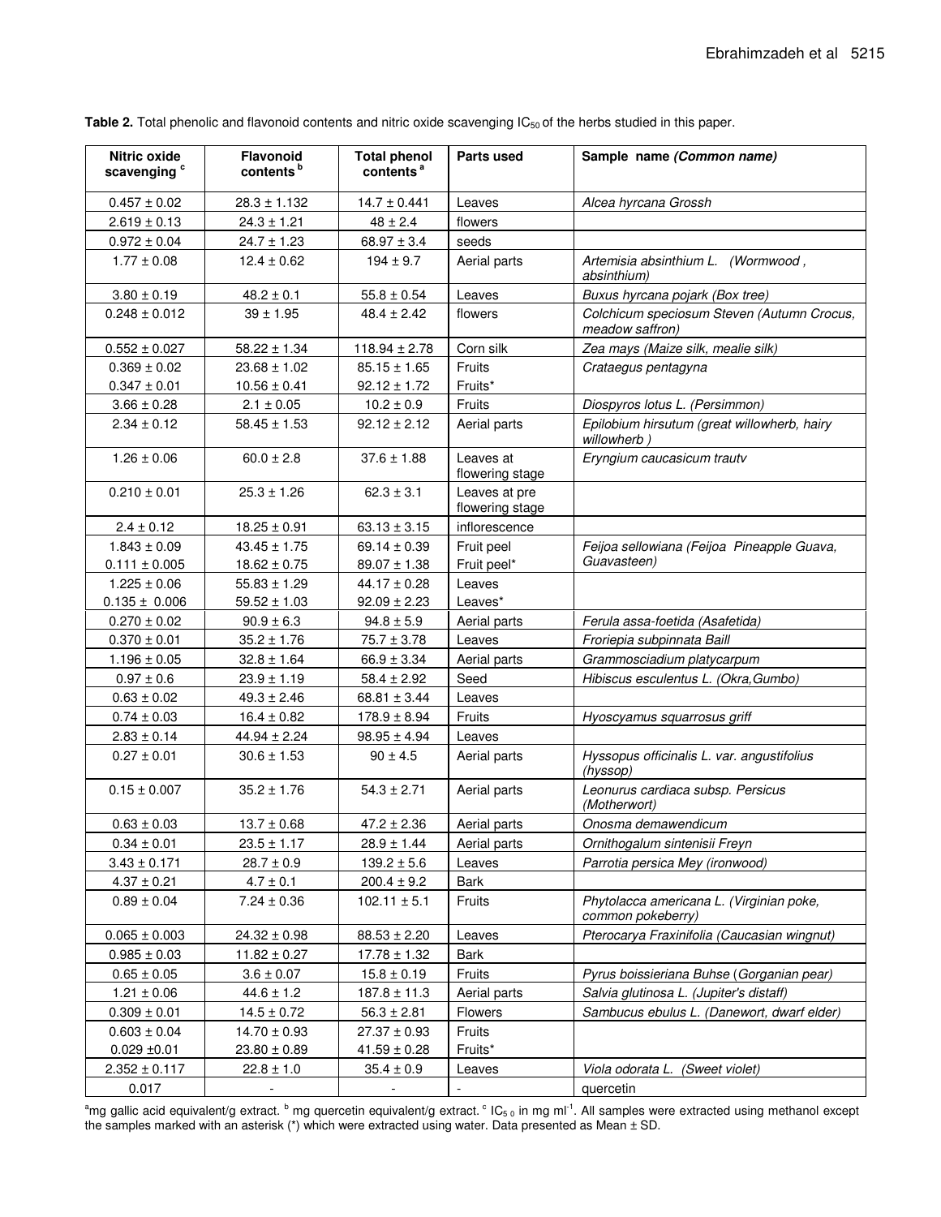**Table 2.** Total phenolic and flavonoid contents and nitric oxide scavenging $IC_{50}$ of the herbs studied in this paper.

| Nitric oxide scavenging [c] | Flavonoid contents [b] | Total phenol contents [a] | Parts used | Sample name *(Common name)* |
|---|---|---|---|---|
| 0.457 ± 0.02 | 28.3 ± 1.132 | 14.7 ± 0.441 | Leaves | *Alcea hyrcana Grossh* |
| 2.619 ± 0.13 | 24.3 ± 1.21 | 48 ± 2.4 | flowers | |
| 0.972 ± 0.04 | 24.7 ± 1.23 | 68.97 ± 3.4 | seeds | |
| 1.77 ± 0.08 | 12.4 ± 0.62 | 194 ± 9.7 | Aerial parts | *Artemisia absinthium L. (Wormwood, absinthium)* |
| 3.80 ± 0.19 | 48.2 ± 0.1 | 55.8 ± 0.54 | Leaves | *Buxus hyrcana pojark (Box tree)* |
| 0.248 ± 0.012 | 39 ± 1.95 | 48.4 ± 2.42 | flowers | *Colchicum speciosum Steven (Autumn Crocus, meadow saffron)* |
| 0.552 ± 0.027 | 58.22 ± 1.34 | 118.94 ± 2.78 | Corn silk | *Zea mays (Maize silk, mealie silk)* |
| 0.369 ± 0.02 | 23.68 ± 1.02 | 85.15 ± 1.65 | Fruits | *Crataegus pentagyna* |
| 0.347 ± 0.01 | 10.56 ± 0.41 | 92.12 ± 1.72 | Fruits* | |
| 3.66 ± 0.28 | 2.1 ± 0.05 | 10.2 ± 0.9 | Fruits | *Diospyros lotus L. (Persimmon)* |
| 2.34 ± 0.12 | 58.45 ± 1.53 | 92.12 ± 2.12 | Aerial parts | *Epilobium hirsutum (great willowherb, hairy willowherb )* |
| 1.26 ± 0.06 | 60.0 ± 2.8 | 37.6 ± 1.88 | Leaves at flowering stage | *Eryngium caucasicum trautv* |
| 0.210 ± 0.01 | 25.3 ± 1.26 | 62.3 ± 3.1 | Leaves at pre flowering stage | |
| 2.4 ± 0.12 | 18.25 ± 0.91 | 63.13 ± 3.15 | inflorescence | |
| 1.843 ± 0.09 | 43.45 ± 1.75 | 69.14 ± 0.39 | Fruit peel | *Feijoa sellowiana (Feijoa Pineapple Guava, Guavasteen)* |
| 0.111 ± 0.005 | 18.62 ± 0.75 | 89.07 ± 1.38 | Fruit peel* | |
| 1.225 ± 0.06 | 55.83 ± 1.29 | 44.17 ± 0.28 | Leaves | |
| 0.135 ± 0.006 | 59.52 ± 1.03 | 92.09 ± 2.23 | Leaves* | |
| 0.270 ± 0.02 | 90.9 ± 6.3 | 94.8 ± 5.9 | Aerial parts | *Ferula assa-foetida (Asafetida)* |
| 0.370 ± 0.01 | 35.2 ± 1.76 | 75.7 ± 3.78 | Leaves | *Froriepia subpinnata Baill* |
| 1.196 ± 0.05 | 32.8 ± 1.64 | 66.9 ± 3.34 | Aerial parts | *Grammosciadium platycarpum* |
| 0.97 ± 0.6 | 23.9 ± 1.19 | 58.4 ± 2.92 | Seed | *Hibiscus esculentus L. (Okra,Gumbo)* |
| 0.63 ± 0.02 | 49.3 ± 2.46 | 68.81 ± 3.44 | Leaves | |
| 0.74 ± 0.03 | 16.4 ± 0.82 | 178.9 ± 8.94 | Fruits | *Hyoscyamus squarrosus griff* |
| 2.83 ± 0.14 | 44.94 ± 2.24 | 98.95 ± 4.94 | Leaves | |
| 0.27 ± 0.01 | 30.6 ± 1.53 | 90 ± 4.5 | Aerial parts | *Hyssopus officinalis L. var. angustifolius (hyssop)* |
| 0.15 ± 0.007 | 35.2 ± 1.76 | 54.3 ± 2.71 | Aerial parts | *Leonurus cardiaca subsp. Persicus (Motherwort)* |
| 0.63 ± 0.03 | 13.7 ± 0.68 | 47.2 ± 2.36 | Aerial parts | *Onosma demawendicum* |
| 0.34 ± 0.01 | 23.5 ± 1.17 | 28.9 ± 1.44 | Aerial parts | *Ornithogalum sintenisii Freyn* |
| 3.43 ± 0.171 | 28.7 ± 0.9 | 139.2 ± 5.6 | Leaves | *Parrotia persica Mey (ironwood)* |
| 4.37 ± 0.21 | 4.7 ± 0.1 | 200.4 ± 9.2 | Bark | |
| 0.89 ± 0.04 | 7.24 ± 0.36 | 102.11 ± 5.1 | Fruits | *Phytolacca americana L. (Virginian poke, common pokeberry)* |
| 0.065 ± 0.003 | 24.32 ± 0.98 | 88.53 ± 2.20 | Leaves | *Pterocarya Fraxinifolia (Caucasian wingnut)* |
| 0.985 ± 0.03 | 11.82 ± 0.27 | 17.78 ± 1.32 | Bark | |
| 0.65 ± 0.05 | 3.6 ± 0.07 | 15.8 ± 0.19 | Fruits | *Pyrus boissieriana Buhse (Gorganian pear)* |
| 1.21 ± 0.06 | 44.6 ± 1.2 | 187.8 ± 11.3 | Aerial parts | *Salvia glutinosa L. (Jupiter's distaff)* |
| 0.309 ± 0.01 | 14.5 ± 0.72 | 56.3 ± 2.81 | Flowers | *Sambucus ebulus L. (Danewort, dwarf elder)* |
| 0.603 ± 0.04 | 14.70 ± 0.93 | 27.37 ± 0.93 | Fruits | |
| 0.029 ±0.01 | 23.80 ± 0.89 | 41.59 ± 0.28 | Fruits* | |
| 2.352 ± 0.117 | 22.8 ± 1.0 | 35.4 ± 0.9 | Leaves | *Viola odorata L. (Sweet violet)* |
| 0.017 | - | - | - | quercetin |

[a]mg gallic acid equivalent/g extract. [b] mg quercetin equivalent/g extract. [c] $IC_{50}$ in mg $ml^{-1}$. All samples were extracted using methanol except the samples marked with an asterisk (*) which were extracted using water. Data presented as Mean ± SD.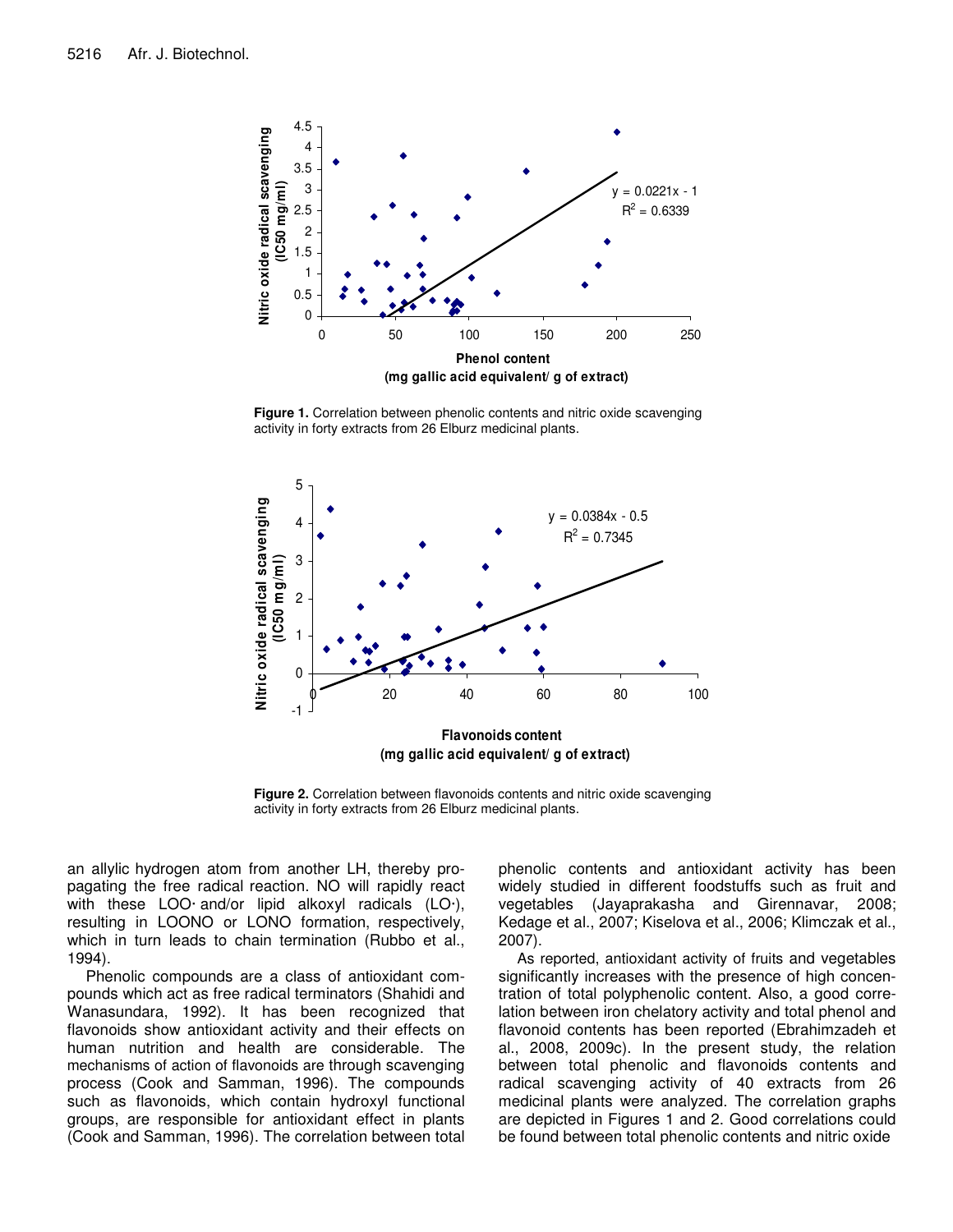Figure 1. Correlation between phenolic contents and nitric oxide scavenging activity in forty extracts from 26 Elburz medicinal plants.

Figure 2. Correlation between flavonoids contents and nitric oxide scavenging activity in forty extracts from 26 Elburz medicinal plants.

an allylic hydrogen atom from another LH, thereby propagating the free radical reaction. NO will rapidly react with these LOO· and/or lipid alkoxyl radicals (LO·), resulting in LOONO or LONO formation, respectively, which in turn leads to chain termination (Rubbo et al., 1994).

Phenolic compounds are a class of antioxidant compounds which act as free radical terminators (Shahidi and Wanasundara, 1992). It has been recognized that flavonoids show antioxidant activity and their effects on human nutrition and health are considerable. The mechanisms of action of flavonoids are through scavenging process (Cook and Samman, 1996). The compounds such as flavonoids, which contain hydroxyl functional groups, are responsible for antioxidant effect in plants (Cook and Samman, 1996). The correlation between total phenolic contents and antioxidant activity has been widely studied in different foodstuffs such as fruit and vegetables (Jayaprakasha and Girennavar, 2008; Kedage et al., 2007; Kiselova et al., 2006; Klimczak et al., 2007).

As reported, antioxidant activity of fruits and vegetables significantly increases with the presence of high concentration of total polyphenolic content. Also, a good correlation between iron chelatory activity and total phenol and flavonoid contents has been reported (Ebrahimzadeh et al., 2008, 2009c). In the present study, the relation between total phenolic and flavonoids contents and radical scavenging activity of 40 extracts from 26 medicinal plants were analyzed. The correlation graphs are depicted in Figures 1 and 2. Good correlations could be found between total phenolic contents and nitric oxide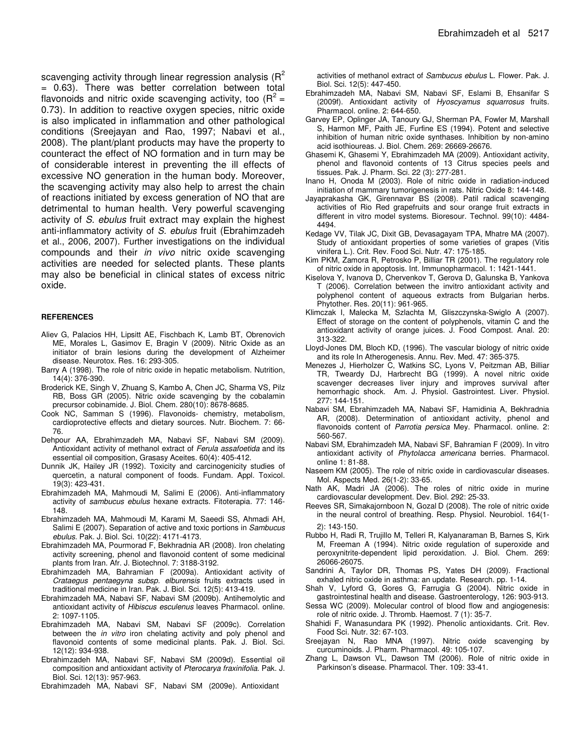scavenging activity through linear regression analysis ($R^2$ = 0.63). There was better correlation between total flavonoids and nitric oxide scavenging activity, too ($R^2$ = 0.73). In addition to reactive oxygen species, nitric oxide is also implicated in inflammation and other pathological conditions (Sreejayan and Rao, 1997; Nabavi et al., 2008). The plant/plant products may have the property to counteract the effect of NO formation and in turn may be of considerable interest in preventing the ill effects of excessive NO generation in the human body. Moreover, the scavenging activity may also help to arrest the chain of reactions initiated by excess generation of NO that are detrimental to human health. Very powerful scavenging activity of *S. ebulus* fruit extract may explain the highest anti-inflammatory activity of *S. ebulus* fruit (Ebrahimzadeh et al., 2006, 2007). Further investigations on the individual compounds and their *in vivo* nitric oxide scavenging activities are needed for selected plants. These plants may also be beneficial in clinical states of excess nitric oxide.

## REFERENCES

Aliev G, Palacios HH, Lipsitt AE, Fischbach K, Lamb BT, Obrenovich ME, Morales L, Gasimov E, Bragin V (2009). Nitric Oxide as an initiator of brain lesions during the development of Alzheimer disease. Neurotox. Res. 16: 293-305.

Barry A (1998). The role of nitric oxide in hepatic metabolism. Nutrition, 14(4): 376-390.

Broderick KE, Singh V, Zhuang S, Kambo A, Chen JC, Sharma VS, Pilz RB, Boss GR (2005). Nitric oxide scavenging by the cobalamin precursor cobinamide. J. Biol. Chem. 280(10): 8678-8685.

Cook NC, Samman S (1996). Flavonoids- chemistry, metabolism, cardioprotective effects and dietary sources. Nutr. Biochem. 7: 66-76.

Dehpour AA, Ebrahimzadeh MA, Nabavi SF, Nabavi SM (2009). Antioxidant activity of methanol extract of *Ferula assafoetida* and its essential oil composition, Grasasy Aceites. 60(4): 405-412.

Dunnik JK, Hailey JR (1992). Toxicity and carcinogenicity studies of quercetin, a natural component of foods. Fundam. Appl. Toxicol. 19(3): 423-431.

Ebrahimzadeh MA, Mahmoudi M, Salimi E (2006). Anti-inflammatory activity of *sambucus ebulus* hexane extracts. Fitoterapia. 77: 146-148.

Ebrahimzadeh MA, Mahmoudi M, Karami M, Saeedi SS, Ahmadi AH, Salimi E (2007). Separation of active and toxic portions in *Sambucus ebulus*. Pak. J. Biol. Sci. 10(22): 4171-4173.

Ebrahimzadeh MA, Pourmorad F, Bekhradnia AR (2008). Iron chelating activity screening, phenol and flavonoid content of some medicinal plants from Iran. Afr. J. Biotechnol. 7: 3188-3192.

Ebrahimzadeh MA, Bahramian F (2009a). Antioxidant activity of *Crataegus pentaegyna subsp. elburensis* fruits extracts used in traditional medicine in Iran. Pak. J. Biol. Sci. 12(5): 413-419.

Ebrahimzadeh MA, Nabavi SF, Nabavi SM (2009b). Antihemolytic and antioxidant activity of *Hibiscus esculenus* leaves Pharmacol. online. 2: 1097-1105.

Ebrahimzadeh MA, Nabavi SM, Nabavi SF (2009c). Correlation between the *in vitro* iron chelating activity and poly phenol and flavonoid contents of some medicinal plants. Pak. J. Biol. Sci. 12(12): 934-938.

Ebrahimzadeh MA, Nabavi SF, Nabavi SM (2009d). Essential oil composition and antioxidant activity of *Pterocarya fraxinifolia*. Pak. J. Biol. Sci. 12(13): 957-963.

Ebrahimzadeh MA, Nabavi SF, Nabavi SM (2009e). Antioxidant activities of methanol extract of *Sambucus ebulus* L. Flower. Pak. J. Biol. Sci. 12(5): 447-450.

Ebrahimzadeh MA, Nabavi SM, Nabavi SF, Eslami B, Ehsanifar S (2009f). Antioxidant activity of *Hyoscyamus squarrosus* fruits. Pharmacol. online. 2: 644-650.

Garvey EP, Oplinger JA, Tanoury GJ, Sherman PA, Fowler M, Marshall S, Harmon MF, Paith JE, Furfine ES (1994). Potent and selective inhibition of human nitric oxide synthases. Inhibition by non-amino acid isothioureas. J. Biol. Chem. 269: 26669-26676.

Ghasemi K, Ghasemi Y, Ebrahimzadeh MA (2009). Antioxidant activity, phenol and flavonoid contents of 13 Citrus species peels and tissues. Pak. J. Pharm. Sci. 22 (3): 277-281.

Inano H, Onoda M (2003). Role of nitric oxide in radiation-induced initiation of mammary tumorigenesis in rats. Nitric Oxide 8: 144-148.

Jayaprakasha GK, Girennavar BS (2008). Patil radical scavenging activities of Rio Red grapefruits and sour orange fruit extracts in different in vitro model systems. Bioresour. Technol. 99(10): 4484-4494.

Kedage VV, Tilak JC, Dixit GB, Devasagayam TPA, Mhatre MA (2007). Study of antioxidant properties of some varieties of grapes (Vitis vinifera L.). Crit. Rev. Food Sci. Nutr. 47: 175-185.

Kim PKM, Zamora R, Petrosko P, Billiar TR (2001). The regulatory role of nitric oxide in apoptosis. Int. Immunopharmacol. 1: 1421-1441.

Kiselova Y, Ivanova D, Chervenkov T, Gerova D, Galunska B, Yankova T (2006). Correlation between the invitro antioxidant activity and polyphenol content of aqueous extracts from Bulgarian herbs. Phytother. Res. 20(11): 961-965.

Klimczak I, Malecka M, Szlachta M, Gliszczynska-Swiglo A (2007). Effect of storage on the content of polyphenols, vitamin C and the antioxidant activity of orange juices. J. Food Compost. Anal. 20: 313-322.

Lloyd-Jones DM, Bloch KD, (1996). The vascular biology of nitric oxide and its role In Atherogenesis. Annu. Rev. Med. 47: 365-375.

Menezes J, Hierholzer C, Watkins SC, Lyons V, Peitzman AB, Billiar TR, Tweardy DJ, Harbrecht BG (1999). A novel nitric oxide scavenger decreases liver injury and improves survival after hemorrhagic shock. Am. J. Physiol. Gastrointest. Liver. Physiol. 277: 144-151.

Nabavi SM, Ebrahimzadeh MA, Nabavi SF, Hamidinia A, Bekhradnia AR, (2008). Determination of antioxidant activity, phenol and flavonoids content of *Parrotia persica* Mey. Pharmacol. online. 2: 560-567.

Nabavi SM, Ebrahimzadeh MA, Nabavi SF, Bahramian F (2009). In vitro antioxidant activity of *Phytolacca americana* berries. Pharmacol. online 1: 81-88.

Naseem KM (2005). The role of nitric oxide in cardiovascular diseases. Mol. Aspects Med. 26(1-2): 33-65.

Nath AK, Madri JA (2006). The roles of nitric oxide in murine cardiovascular development. Dev. Biol. 292: 25-33.

Reeves SR, Simakajornboon N, Gozal D (2008). The role of nitric oxide in the neural control of breathing. Resp. Physiol. Neurobiol. 164(1-2): 143-150.

Rubbo H, Radi R, Trujillo M, Telleri R, Kalyanaraman B, Barnes S, Kirk M, Freeman A (1994). Nitric oxide regulation of superoxide and peroxynitrite-dependent lipid peroxidation. J. Biol. Chem. 269: 26066-26075.

Sandrini A, Taylor DR, Thomas PS, Yates DH (2009). Fractional exhaled nitric oxide in asthma: an update. Research. pp. 1-14.

Shah V, Lyford G, Gores G, Farrugia G (2004). Nitric oxide in gastrointestinal health and disease. Gastroenterology, 126: 903-913.

Sessa WC (2009). Molecular control of blood flow and angiogenesis: role of nitric oxide. J. Thromb. Haemost. 7 (1): 35-7.

Shahidi F, Wanasundara PK (1992). Phenolic antioxidants. Crit. Rev. Food Sci. Nutr. 32: 67-103.

Sreejayan N, Rao MNA (1997). Nitric oxide scavenging by curcuminoids. J. Pharm. Pharmacol. 49: 105-107.

Zhang L, Dawson VL, Dawson TM (2006). Role of nitric oxide in Parkinson's disease. Pharmacol. Ther. 109: 33-41.